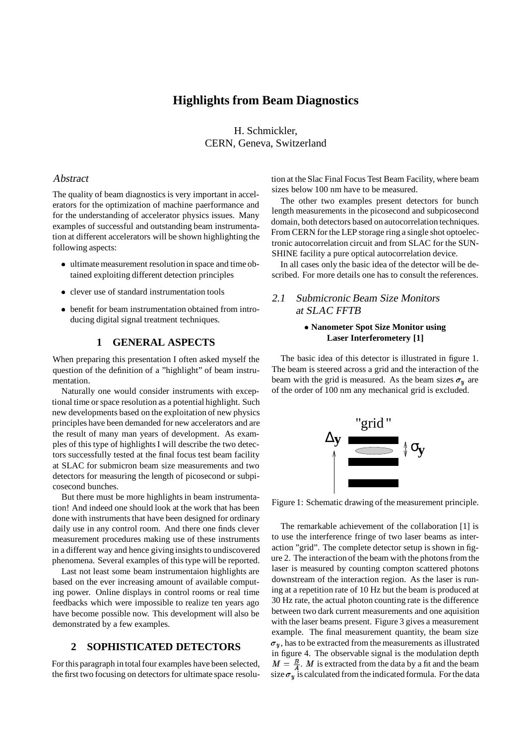# Highlights from Beam Diagnostics

H. Schmickler,
CERN, Geneva, Switzerland

## *Abstract*

The quality of beam diagnostics is very important in accelerators for the optimization of machine paerformance and for the understanding of accelerator physics issues. Many examples of successful and outstanding beam instrumentation at different accelerators will be shown highlighting the following aspects:

- ultimate measurement resolution in space and time obtained exploiting different detection principles
- clever use of standard instrumentation tools
- benefit for beam instrumentation obtained from introducing digital signal treatment techniques.

## 1 GENERAL ASPECTS

When preparing this presentation I often asked myself the question of the definition of a "highlight" of beam instrumentation.

Naturally one would consider instruments with exceptional time or space resolution as a potential highlight. Such new developments based on the exploitation of new physics principles have been demanded for new accelerators and are the result of many man years of development. As examples of this type of highlights I will describe the two detectors successfully tested at the final focus test beam facility at SLAC for submicron beam size measurements and two detectors for measuring the length of picosecond or subpicosecond bunches.

But there must be more highlights in beam instrumentation! And indeed one should look at the work that has been done with instruments that have been designed for ordinary daily use in any control room. And there one finds clever measurement procedures making use of these instruments in a different way and hence giving insights to undiscovered phenomena. Several examples of this type will be reported.

Last not least some beam instrumentaion highlights are based on the ever increasing amount of available computing power. Online displays in control rooms or real time feedbacks which were impossible to realize ten years ago have become possible now. This development will also be demonstrated by a few examples.

## 2 SOPHISTICATED DETECTORS

For this paragraph in total four examples have been selected, the first two focusing on detectors for ultimate space resolution at the Slac Final Focus Test Beam Facility, where beam sizes below 100 nm have to be measured.

The other two examples present detectors for bunch length measurements in the picosecond and subpicosecond domain, both detectors based on autocorrelation techniques. From CERN for the LEP storage ring a single shot optoelectronic autocorrelation circuit and from SLAC for the SUNSHINE facility a pure optical autocorrelation device.

In all cases only the basic idea of the detector will be described. For more details one has to consult the references.

### *2.1 Submicronic Beam Size Monitors at SLAC FFTB*

- **Nanometer Spot Size Monitor using Laser Interferometery [1]**

The basic idea of this detector is illustrated in figure 1. The beam is steered across a grid and the interaction of the beam with the grid is measured. As the beam sizes $\sigma_y$ are of the order of 100 nm any mechanical grid is excluded.

Figure 1: Schematic drawing of the measurement principle.

The remarkable achievement of the collaboration [1] is to use the interference fringe of two laser beams as interaction "grid". The complete detector setup is shown in figure 2. The interaction of the beam with the photons from the laser is measured by counting compton scattered photons downstream of the interaction region. As the laser is runing at a repetition rate of 10 Hz but the beam is produced at 30 Hz rate, the actual photon counting rate is the difference between two dark current measurements and one aquisition with the laser beams present. Figure 3 gives a measurement example. The final measurement quantity, the beam size $\sigma_y$, has to be extracted from the measurements as illustrated in figure 4. The observable signal is the modulation depth $M = \frac{B}{A}$. $M$ is extracted from the data by a fit and the beam size $\sigma_y$ is calculated from the indicated formula. For the data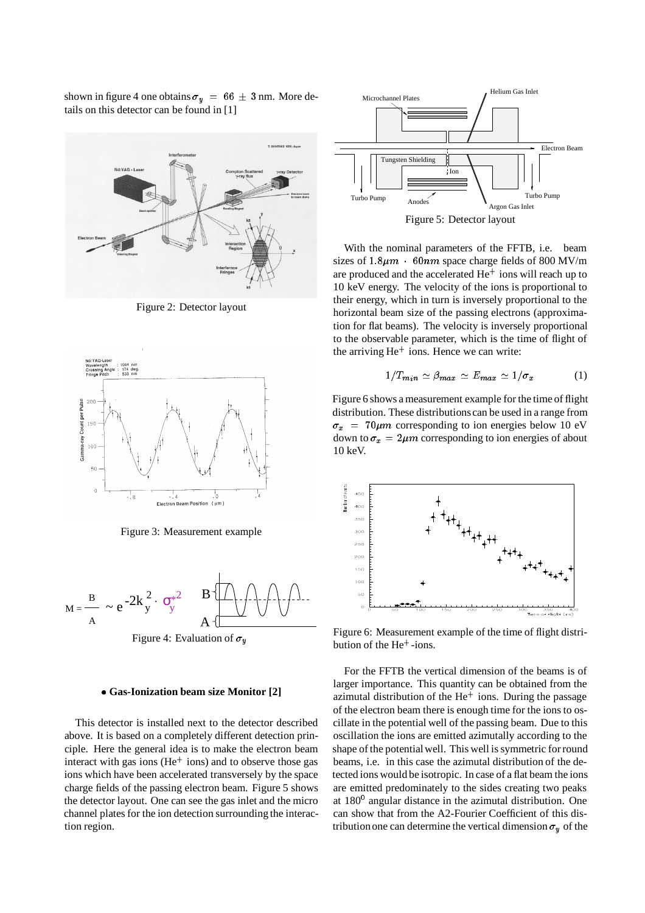shown in figure 4 one obtains $\sigma_y = 66 \pm 3$ nm. More details on this detector can be found in [1]

Figure 2: Detector layout

Figure 3: Measurement example

$$M = \frac{B}{A} \sim e^{-2k_y^2 \cdot \sigma_y^{*2}}$$

Figure 4: Evaluation of $\sigma_y$

- **Gas-Ionization beam size Monitor [2]**

This detector is installed next to the detector described above. It is based on a completely different detection principle. Here the general idea is to make the electron beam interact with gas ions ($He^+$ ions) and to observe those gas ions which have been accelerated transversely by the space charge fields of the passing electron beam. Figure 5 shows the detector layout. One can see the gas inlet and the micro channel plates for the ion detection surrounding the interaction region.

Figure 5: Detector layout

With the nominal parameters of the FFTB, i.e. beam sizes of $1.8\mu m \cdot 60nm$ space charge fields of 800 MV/m are produced and the accelerated $He^+$ ions will reach up to 10 keV energy. The velocity of the ions is proportional to their energy, which in turn is inversely proportional to the horizontal beam size of the passing electrons (approximation for flat beams). The velocity is inversely proportional to the observable parameter, which is the time of flight of the arriving $He^+$ ions. Hence we can write:

$$1/T_{min} \simeq \beta_{max} \simeq E_{max} \simeq 1/\sigma_x \tag{1}$$

Figure 6 shows a measurement example for the time of flight distribution. These distributions can be used in a range from $\sigma_x = 70\mu m$ corresponding to ion energies below 10 eV down to $\sigma_x = 2\mu m$ corresponding to ion energies of about 10 keV.

Figure 6: Measurement example of the time of flight distribution of the $He^+$-ions.

For the FFTB the vertical dimension of the beams is of larger importance. This quantity can be obtained from the azimuthal distribution of the $He^+$ ions. During the passage of the electron beam there is enough time for the ions to oscillate in the potential well of the passing beam. Due to this oscillation the ions are emitted azimutally according to the shape of the potential well. This well is symmetric for round beams, i.e. in this case the azimutal distribution of the detected ions would be isotropic. In case of a flat beam the ions are emitted predominately to the sides creating two peaks at $180^0$ angular distance in the azimuthal distribution. One can show that from the A2-Fourier Coefficient of this distribution one can determine the vertical dimension $\sigma_y$ of the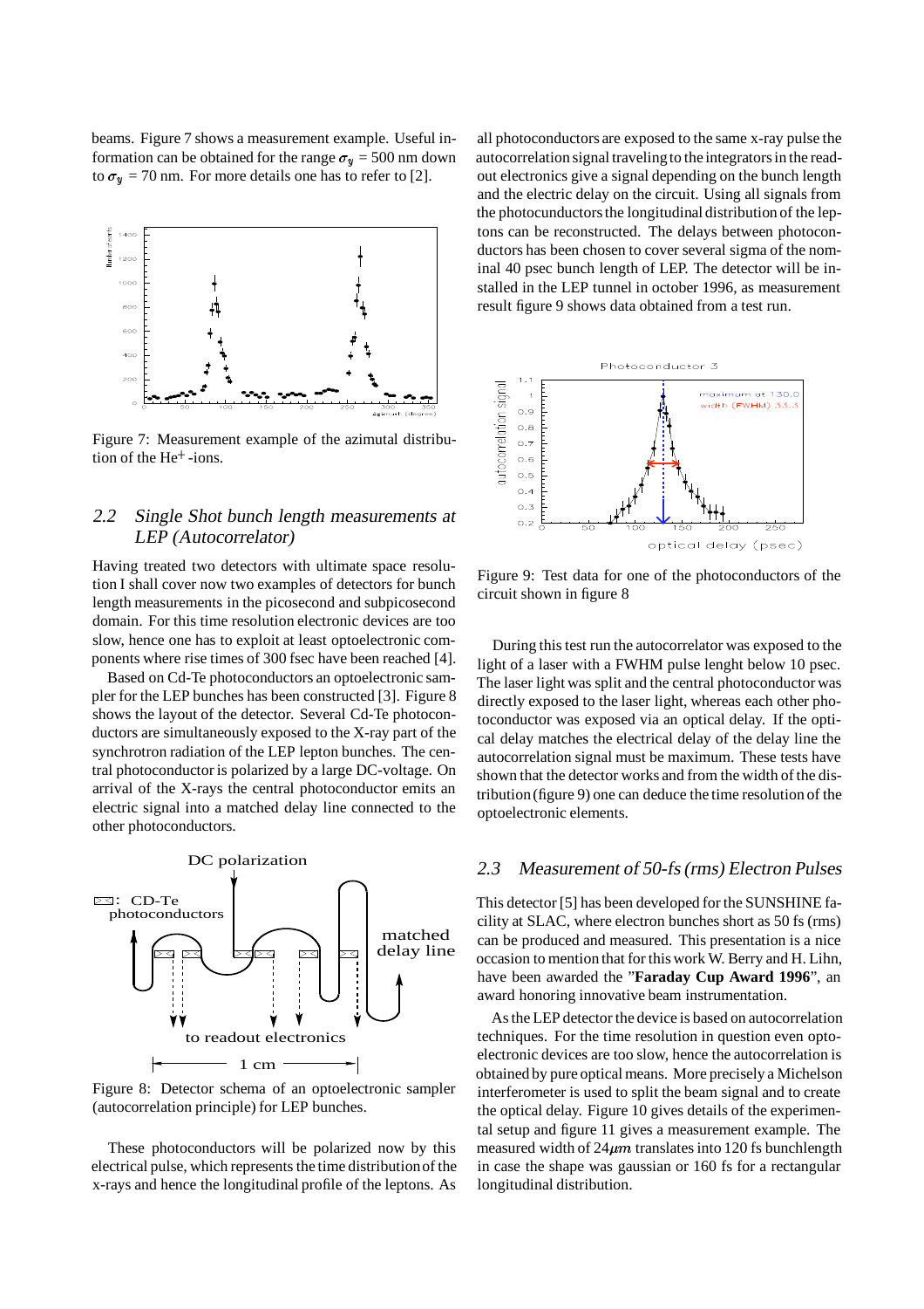beams. Figure 7 shows a measurement example. Useful information can be obtained for the range $\sigma_y$ = 500 nm down to $\sigma_y$ = 70 nm. For more details one has to refer to [2].

Figure 7: Measurement example of the azimutal distribution of the He$^+$-ions.

## 2.2 Single Shot bunch length measurements at LEP (Autocorrelator)

Having treated two detectors with ultimate space resolution I shall cover now two examples of detectors for bunch length measurements in the picosecond and subpicosecond domain. For this time resolution electronic devices are too slow, hence one has to exploit at least optoelectronic components where rise times of 300 fsec have been reached [4].

Based on Cd-Te photoconductors an optoelectronic sampler for the LEP bunches has been constructed [3]. Figure 8 shows the layout of the detector. Several Cd-Te photoconductors are simultaneously exposed to the X-ray part of the synchrotron radiation of the LEP lepton bunches. The central photoconductor is polarized by a large DC-voltage. On arrival of the X-rays the central photoconductor emits an electric signal into a matched delay line connected to the other photoconductors.

Figure 8: Detector schema of an optoelectronic sampler (autocorrelation principle) for LEP bunches.

These photoconductors will be polarized now by this electrical pulse, which represents the time distribution of the x-rays and hence the longitudinal profile of the leptons. As all photoconductors are exposed to the same x-ray pulse the autocorrelation signal traveling to the integrators in the readout electronics give a signal depending on the bunch length and the electric delay on the circuit. Using all signals from the photocunductors the longitudinal distribution of the leptons can be reconstructed. The delays between photoconductors has been chosen to cover several sigma of the nominal 40 psec bunch length of LEP. The detector will be installed in the LEP tunnel in october 1996, as measurement result figure 9 shows data obtained from a test run.

Figure 9: Test data for one of the photoconductors of the circuit shown in figure 8

During this test run the autocorrelator was exposed to the light of a laser with a FWHM pulse lenght below 10 psec. The laser light was split and the central photoconductor was directly exposed to the laser light, whereas each other photoconductor was exposed via an optical delay. If the optical delay matches the electrical delay of the delay line the autocorrelation signal must be maximum. These tests have shown that the detector works and from the width of the distribution (figure 9) one can deduce the time resolution of the optoelectronic elements.

## 2.3 Measurement of 50-fs (rms) Electron Pulses

This detector [5] has been developed for the SUNSHINE facility at SLAC, where electron bunches short as 50 fs (rms) can be produced and measured. This presentation is a nice occasion to mention that for this work W. Berry and H. Lihn, have been awarded the "**Faraday Cup Award 1996**", an award honoring innovative beam instrumentation.

As the LEP detector the device is based on autocorrelation techniques. For the time resolution in question even optoelectronic devices are too slow, hence the autocorrelation is obtained by pure optical means. More precisely a Michelson interferometer is used to split the beam signal and to create the optical delay. Figure 10 gives details of the experimental setup and figure 11 gives a measurement example. The measured width of 24$\mu m$ translates into 120 fs bunchlength in case the shape was gaussian or 160 fs for a rectangular longitudinal distribution.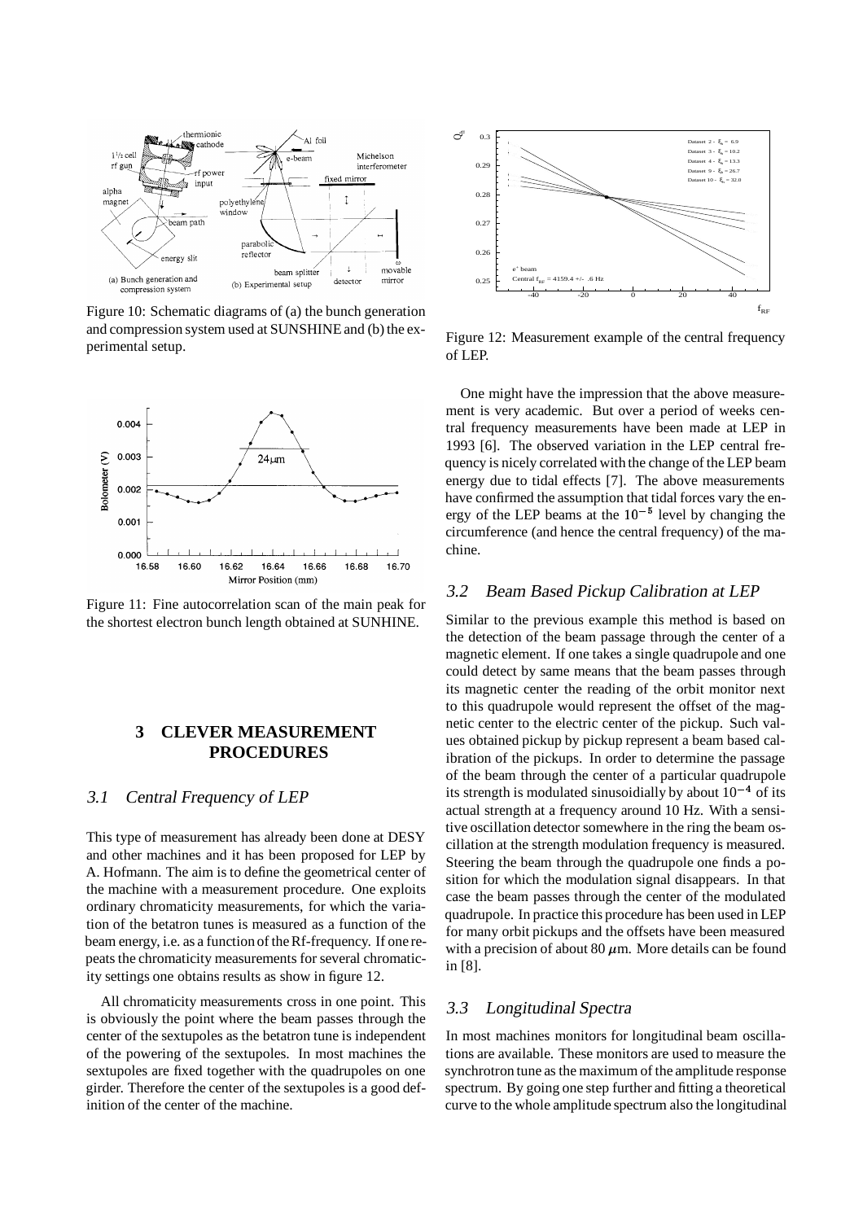Figure 10: Schematic diagrams of (a) the bunch generation and compression system used at SUNSHINE and (b) the experimental setup.

Figure 11: Fine autocorrelation scan of the main peak for the shortest electron bunch length obtained at SUNHINE.

## 3 CLEVER MEASUREMENT PROCEDURES

### 3.1 Central Frequency of LEP

This type of measurement has already been done at DESY and other machines and it has been proposed for LEP by A. Hofmann. The aim is to define the geometrical center of the machine with a measurement procedure. One exploits ordinary chromaticity measurements, for which the variation of the betatron tunes is measured as a function of the beam energy, i.e. as a function of the Rf-frequency. If one repeats the chromaticity measurements for several chromaticity settings one obtains results as show in figure 12.

All chromaticity measurements cross in one point. This is obviously the point where the beam passes through the center of the sextupoles as the betatron tune is independent of the powering of the sextupoles. In most machines the sextupoles are fixed together with the quadrupoles on one girder. Therefore the center of the sextupoles is a good definition of the center of the machine.

Figure 12: Measurement example of the central frequency of LEP.

One might have the impression that the above measurement is very academic. But over a period of weeks central frequency measurements have been made at LEP in 1993 [6]. The observed variation in the LEP central frequency is nicely correlated with the change of the LEP beam energy due to tidal effects [7]. The above measurements have confirmed the assumption that tidal forces vary the energy of the LEP beams at the $10^{-5}$ level by changing the circumference (and hence the central frequency) of the machine.

### 3.2 Beam Based Pickup Calibration at LEP

Similar to the previous example this method is based on the detection of the beam passage through the center of a magnetic element. If one takes a single quadrupole and one could detect by same means that the beam passes through its magnetic center the reading of the orbit monitor next to this quadrupole would represent the offset of the magnetic center to the electric center of the pickup. Such values obtained pickup by pickup represent a beam based calibration of the pickups. In order to determine the passage of the beam through the center of a particular quadrupole its strength is modulated sinusoidially by about $10^{-4}$ of its actual strength at a frequency around 10 Hz. With a sensitive oscillation detector somewhere in the ring the beam oscillation at the strength modulation frequency is measured. Steering the beam through the quadrupole one finds a position for which the modulation signal disappears. In that case the beam passes through the center of the modulated quadrupole. In practice this procedure has been used in LEP for many orbit pickups and the offsets have been measured with a precision of about 80 $\mu$m. More details can be found in [8].

### 3.3 Longitudinal Spectra

In most machines monitors for longitudinal beam oscillations are available. These monitors are used to measure the synchrotron tune as the maximum of the amplitude response spectrum. By going one step further and fitting a theoretical curve to the whole amplitude spectrum also the longitudinal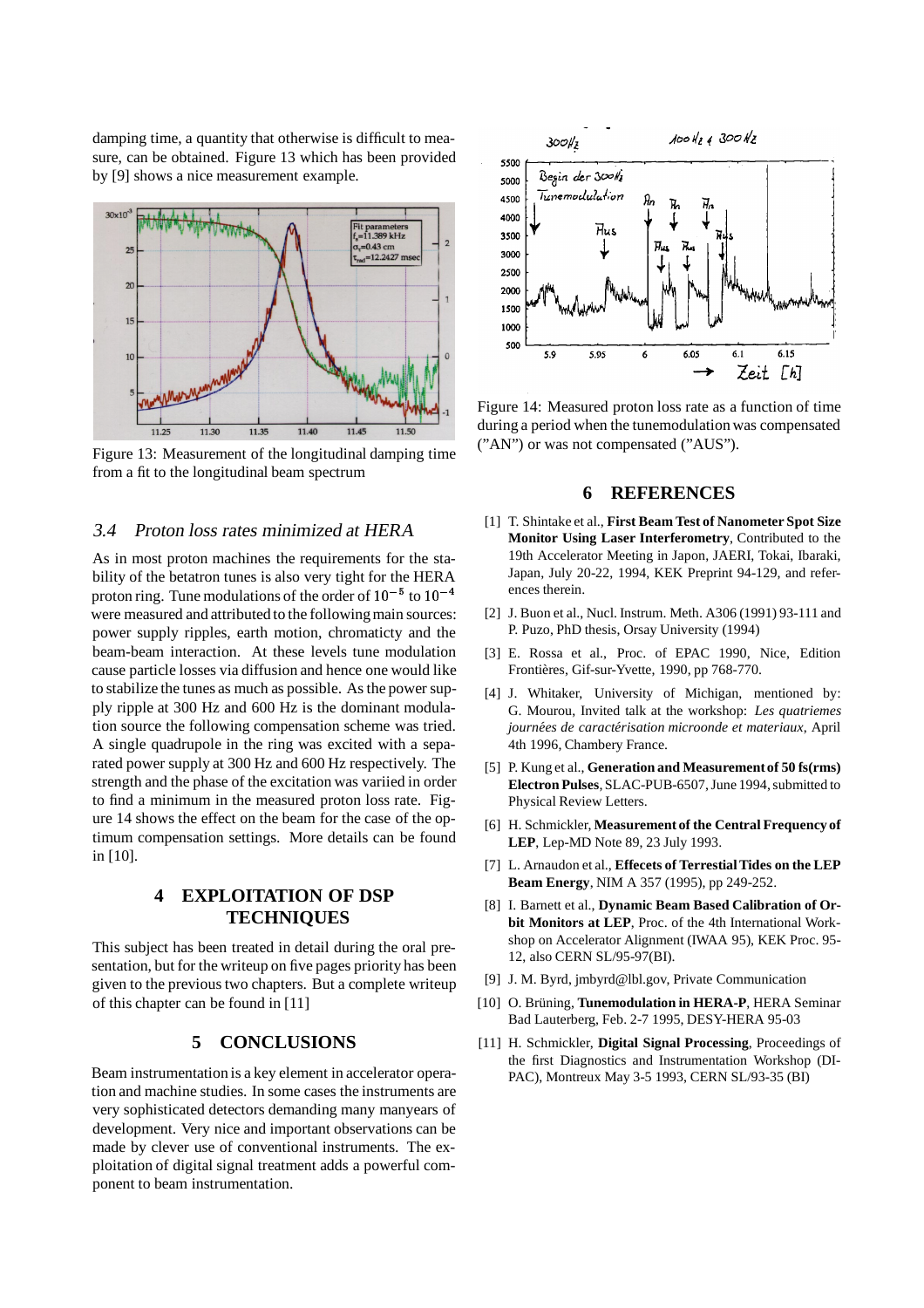damping time, a quantity that otherwise is difficult to measure, can be obtained. Figure 13 which has been provided by [9] shows a nice measurement example.

Fit parameters
$f_s$=11.389 kHz
$\sigma_z$=0.43 cm
$\tau_{rad}$=12.2427 msec

Figure 13: Measurement of the longitudinal damping time from a fit to the longitudinal beam spectrum

### *3.4 Proton loss rates minimized at HERA*

As in most proton machines the requirements for the stability of the betatron tunes is also very tight for the HERA proton ring. Tune modulations of the order of $10^{-5}$ to $10^{-4}$ were measured and attributed to the following main sources: power supply ripples, earth motion, chromatity and the beam-beam interaction. At these levels tune modulation cause particle losses via diffusion and hence one would like to stabilize the tunes as much as possible. As the power supply ripple at 300 Hz and 600 Hz is the dominant modulation source the following compensation scheme was tried. A single quadrupole in the ring was excited with a separated power supply at 300 Hz and 600 Hz respectively. The strength and the phase of the excitation was variied in order to find a minimum in the measured proton loss rate. Figure 14 shows the effect on the beam for the case of the optimum compensation settings. More details can be found in [10].

## 4 EXPLOITATION OF DSP TECHNIQUES

This subject has been treated in detail during the oral presentation, but for the writeup on five pages priority has been given to the previous two chapters. But a complete writeup of this chapter can be found in [11]

## 5 CONCLUSIONS

Beam instrumentation is a key element in accelerator operation and machine studies. In some cases the instruments are very sophisticated detectors demanding many manyears of development. Very nice and important observations can be made by clever use of conventional instruments. The exploitation of digital signal treatment adds a powerful component to beam instrumentation.

300Hz
100Hz + 300Hz
Begin der 300Hz Tunemodulation
Aus
An
An
An
Aus
Aus
Aus
Zeit [h]

Figure 14: Measured proton loss rate as a function of time during a period when the tunemodulation was compensated ("AN") or was not compensated ("AUS").

## 6 REFERENCES

[1] T. Shintake et al., **First Beam Test of Nanometer Spot Size Monitor Using Laser Interferometry**, Contributed to the 19th Accelerator Meeting in Japon, JAERI, Tokai, Ibaraki, Japan, July 20-22, 1994, KEK Preprint 94-129, and references therein.

[2] J. Buon et al., Nucl. Instrum. Meth. A306 (1991) 93-111 and P. Puzo, PhD thesis, Orsay University (1994)

[3] E. Rossa et al., Proc. of EPAC 1990, Nice, Edition Frontières, Gif-sur-Yvette, 1990, pp 768-770.

[4] J. Whitaker, University of Michigan, mentioned by: G. Mourou, Invited talk at the workshop: *Les quatriemes journées de caractérisation microonde et materiaux*, April 4th 1996, Chambery France.

[5] P. Kung et al., **Generation and Measurement of 50 fs(rms) Electron Pulses**, SLAC-PUB-6507, June 1994, submitted to Physical Review Letters.

[6] H. Schmickler, **Measurement of the Central Frequency of LEP**, Lep-MD Note 89, 23 July 1993.

[7] L. Arnaudon et al., **Effecets of Terrestial Tides on the LEP Beam Energy**, NIM A 357 (1995), pp 249-252.

[8] I. Barnett et al., **Dynamic Beam Based Calibration of Orbit Monitors at LEP**, Proc. of the 4th International Workshop on Accelerator Alignment (IWAA 95), KEK Proc. 95-12, also CERN SL/95-97(BI).

[9] J. M. Byrd, jmbyrd@lbl.gov, Private Communication

[10] O. Brüning, **Tunemodulation in HERA-P**, HERA Seminar Bad Lauterberg, Feb. 2-7 1995, DESY-HERA 95-03

[11] H. Schmickler, **Digital Signal Processing**, Proceedings of the first Diagnostics and Instrumentation Workshop (DIPAC), Montreux May 3-5 1993, CERN SL/93-35 (BI)